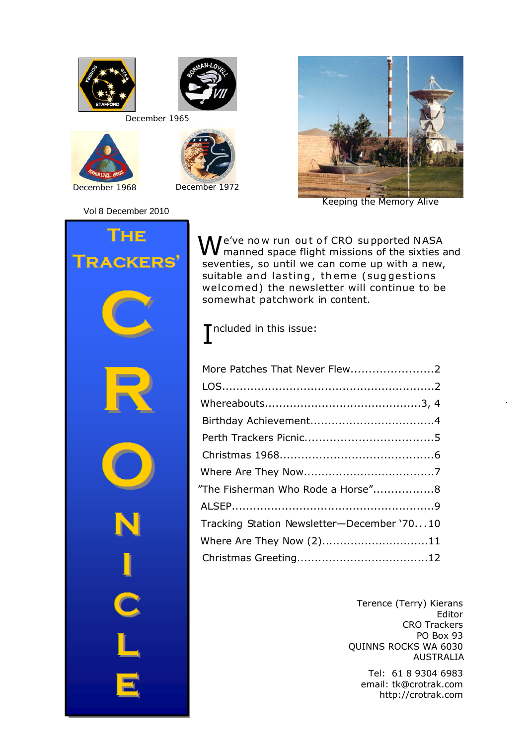December 1965

December 1968

December 1972

Keeping the Memory Alive

Vol 8 December 2010

# The Trackers' CRONICLE

We've now run out of CRO supported NASA manned space flight missions of the sixties and seventies, so until we can come up with a new, suitable and lasting, theme (suggestions welcomed) the newsletter will continue to be somewhat patchwork in content.

Included in this issue:

- More Patches That Never Flew.......................2
- LOS..........................................................2
- Whereabouts.........................................3, 4
- Birthday Achievement.................................4
- Perth Trackers Picnic..................................5
- Christmas 1968..........................................6
- Where Are They Now...................................7
- "The Fisherman Who Rode a Horse"................8
- ALSEP.......................................................9
- Tracking Station Newsletter—December '70...10
- Where Are They Now (2).............................11
- Christmas Greeting....................................12

Terence (Terry) Kierans  
Editor  
CRO Trackers  
PO Box 93  
QUINNS ROCKS WA 6030  
AUSTRALIA

Tel: 61 8 9304 6983  
email: tk@crotrak.com  
http://crotrak.com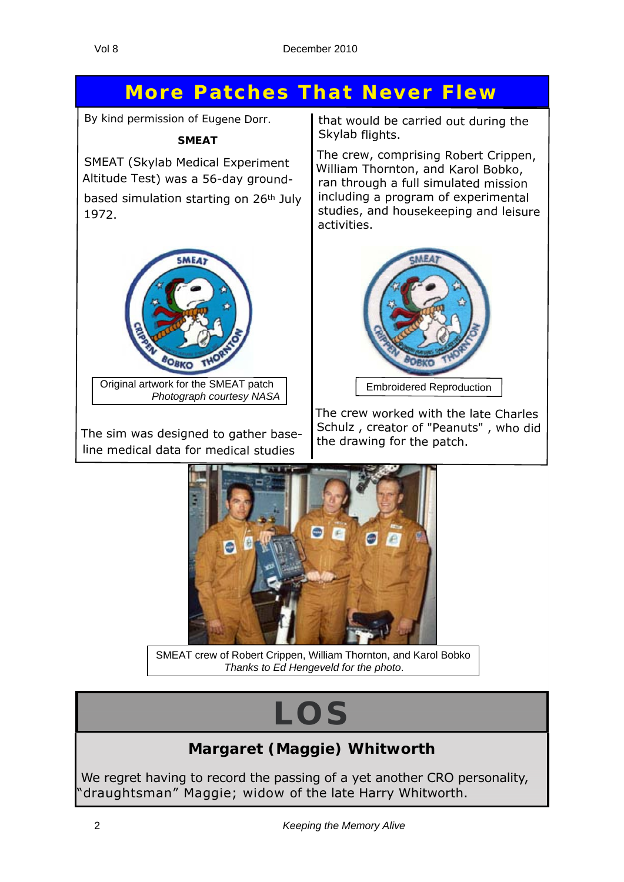# More Patches That Never Flew

By kind permission of Eugene Dorr.

**SMEAT**

SMEAT (Skylab Medical Experiment Altitude Test) was a 56-day ground-based simulation starting on 26th July 1972.

Original artwork for the SMEAT patch
*Photograph courtesy NASA*

The sim was designed to gather base-line medical data for medical studies that would be carried out during the Skylab flights.

The crew, comprising Robert Crippen, William Thornton, and Karol Bobko, ran through a full simulated mission including a program of experimental studies, and housekeeping and leisure activities.

Embroidered Reproduction

The crew worked with the late Charles Schulz , creator of "Peanuts" , who did the drawing for the patch.

SMEAT crew of Robert Crippen, William Thornton, and Karol Bobko
*Thanks to Ed Hengeveld for the photo*.

# LOS

## Margaret (Maggie) Whitworth

We regret having to record the passing of a yet another CRO personality, "draughtsman" Maggie; widow of the late Harry Whitworth.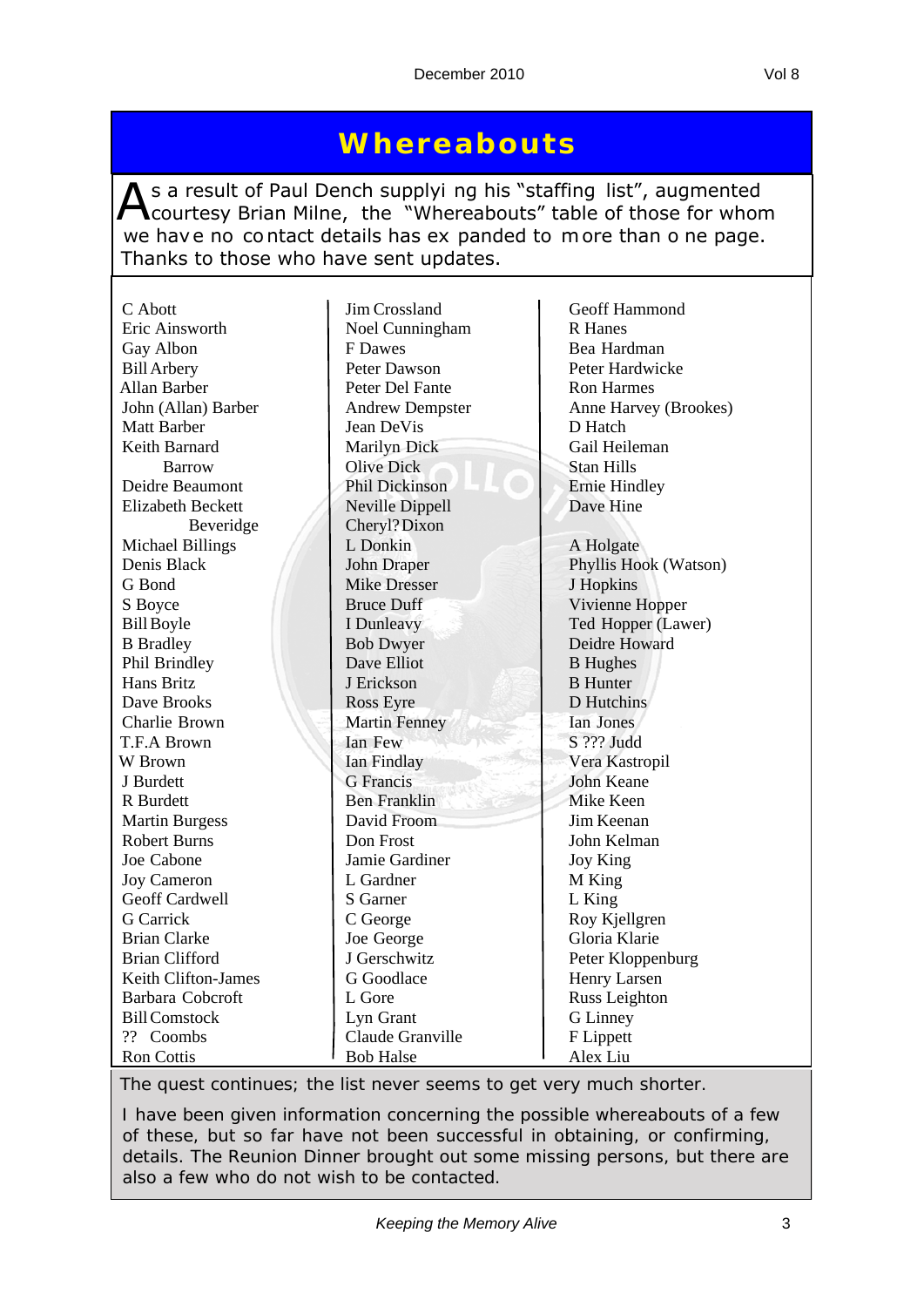# Whereabouts

As a result of Paul Dench supplying his "staffing list", augmented courtesy Brian Milne, the "Whereabouts" table of those for whom we have no contact details has expanded to more than one page. Thanks to those who have sent updates.

C Abott
Eric Ainsworth
Gay Albon
Bill Arbery
Allan Barber
John (Allan) Barber
Matt Barber
Keith Barnard
Barrow
Deidre Beaumont
Elizabeth Beckett
Beveridge
Michael Billings
Denis Black
G Bond
S Boyce
Bill Boyle
B Bradley
Phil Brindley
Hans Britz
Dave Brooks
Charlie Brown
T.F.A Brown
W Brown
J Burdett
R Burdett
Martin Burgess
Robert Burns
Joe Cabone
Joy Cameron
Geoff Cardwell
G Carrick
Brian Clarke
Brian Clifford
Keith Clifton-James
Barbara Cobcroft
Bill Comstock
?? Coombs
Ron Cottis

Jim Crossland
Noel Cunningham
F Dawes
Peter Dawson
Peter Del Fante
Andrew Dempster
Jean DeVis
Marilyn Dick
Olive Dick
Phil Dickinson
Neville Dippell
Cheryl? Dixon
L Donkin
John Draper
Mike Dresser
Bruce Duff
I Dunleavy
Bob Dwyer
Dave Elliot
J Erickson
Ross Eyre
Martin Fenney
Ian Few
Ian Findlay
G Francis
Ben Franklin
David Froom
Don Frost
Jamie Gardiner
L Gardner
S Garner
C George
Joe George
J Gerschwitz
G Goodlace
L Gore
Lyn Grant
Claude Granville
Bob Halse

Geoff Hammond
R Hanes
Bea Hardman
Peter Hardwicke
Ron Harmes
Anne Harvey (Brookes)
D Hatch
Gail Heileman
Stan Hills
Ernie Hindley
Dave Hine

A Holgate
Phyllis Hook (Watson)
J Hopkins
Vivienne Hopper
Ted Hopper (Lawer)
Deidre Howard
B Hughes
B Hunter
D Hutchins
Ian Jones
S ??? Judd
Vera Kastropil
John Keane
Mike Keen
Jim Keenan
John Kelman
Joy King
M King
L King
Roy Kjellgren
Gloria Klarie
Peter Kloppenburg
Henry Larsen
Russ Leighton
G Linney
F Lippett
Alex Liu

The quest continues; the list never seems to get very much shorter.

I have been given information concerning the possible whereabouts of a few of these, but so far have not been successful in obtaining, or confirming, details. The Reunion Dinner brought out some missing persons, but there are also a few who do not wish to be contacted.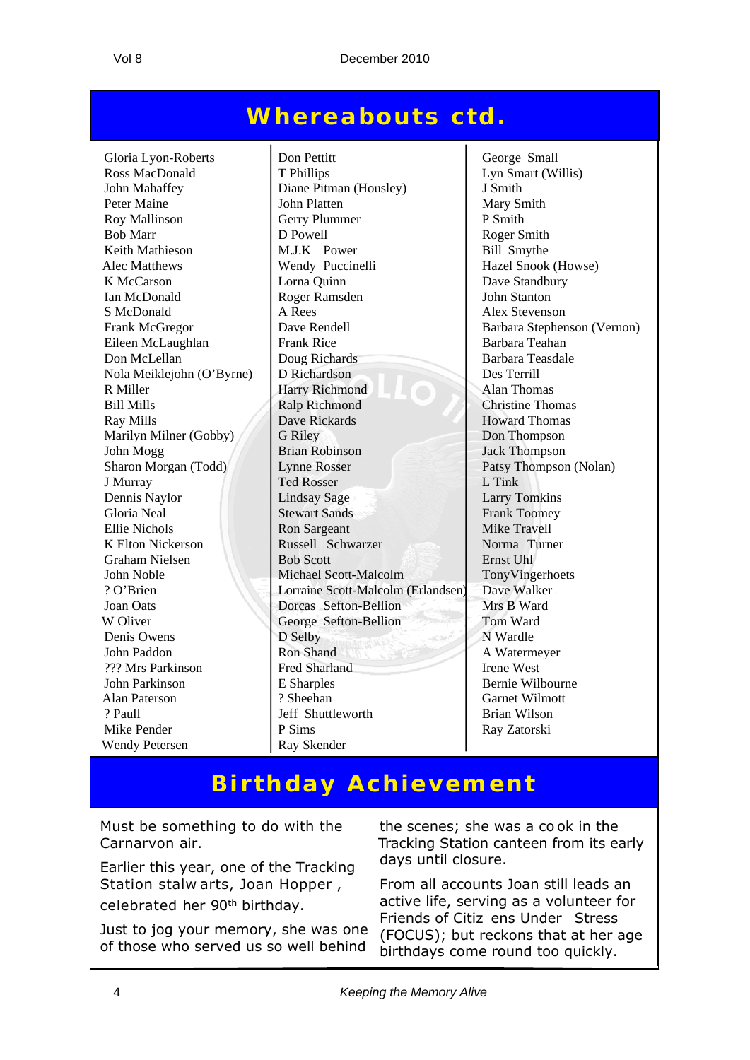## Whereabouts ctd.

Gloria Lyon-Roberts
Ross MacDonald
John Mahaffey
Peter Maine
Roy Mallinson
Bob Marr
Keith Mathieson
Alec Matthews
K McCarson
Ian McDonald
S McDonald
Frank McGregor
Eileen McLaughlan
Don McLellan
Nola Meiklejohn (O'Byrne)
R Miller
Bill Mills
Ray Mills
Marilyn Milner (Gobby)
John Mogg
Sharon Morgan (Todd)
J Murray
Dennis Naylor
Gloria Neal
Ellie Nichols
K Elton Nickerson
Graham Nielsen
John Noble
? O'Brien
Joan Oats
W Oliver
Denis Owens
John Paddon
??? Mrs Parkinson
John Parkinson
Alan Paterson
? Paull
Mike Pender
Wendy Petersen

Don Pettitt
T Phillips
Diane Pitman (Housley)
John Platten
Gerry Plummer
D Powell
M.J.K Power
Wendy Puccinelli
Lorna Quinn
Roger Ramsden
A Rees
Dave Rendell
Frank Rice
Doug Richards
D Richardson
Harry Richmond
Ralp Richmond
Dave Rickards
G Riley
Brian Robinson
Lynne Rosser
Ted Rosser
Lindsay Sage
Stewart Sands
Ron Sargeant
Russell Schwarzer
Bob Scott
Michael Scott-Malcolm
Lorraine Scott-Malcolm (Erlandsen)
Dorcas Sefton-Bellion
George Sefton-Bellion
D Selby
Ron Shand
Fred Sharland
E Sharples
? Sheehan
Jeff Shuttleworth
P Sims
Ray Skender

George Small
Lyn Smart (Willis)
J Smith
Mary Smith
P Smith
Roger Smith
Bill Smythe
Hazel Snook (Howse)
Dave Standbury
John Stanton
Alex Stevenson
Barbara Stephenson (Vernon)
Barbara Teahan
Barbara Teasdale
Des Terrill
Alan Thomas
Christine Thomas
Howard Thomas
Don Thompson
Jack Thompson
Patsy Thompson (Nolan)
L Tink
Larry Tomkins
Frank Toomey
Mike Travell
Norma Turner
Ernst Uhl
TonyVingerhoets
Dave Walker
Mrs B Ward
Tom Ward
N Wardle
A Watermeyer
Irene West
Bernie Wilbourne
Garnet Wilmott
Brian Wilson
Ray Zatorski

## Birthday Achievement

Must be something to do with the Carnarvon air.

Earlier this year, one of the Tracking Station stalwarts, Joan Hopper, celebrated her 90th birthday.

Just to jog your memory, she was one of those who served us so well behind the scenes; she was a cook in the Tracking Station canteen from its early days until closure.

From all accounts Joan still leads an active life, serving as a volunteer for Friends of Citizens Under Stress (FOCUS); but reckons that at her age birthdays come round too quickly.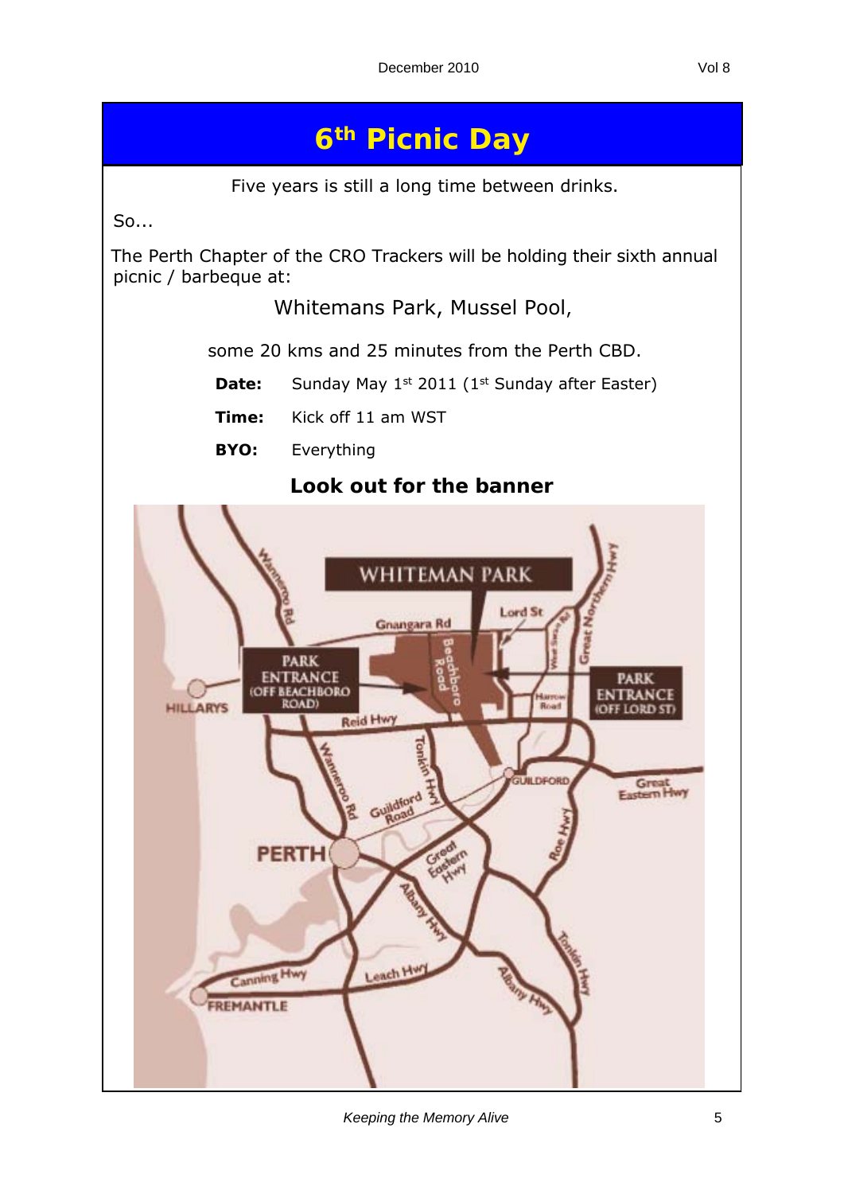# 6th Picnic Day

Five years is still a long time between drinks.

So...

The Perth Chapter of the CRO Trackers will be holding their sixth annual picnic / barbeque at:

Whitemans Park, Mussel Pool,

some 20 kms and 25 minutes from the Perth CBD.

**Date:** Sunday May 1st 2011 (1st Sunday after Easter)

**Time:** Kick off 11 am WST

**BYO:** Everything

**Look out for the banner**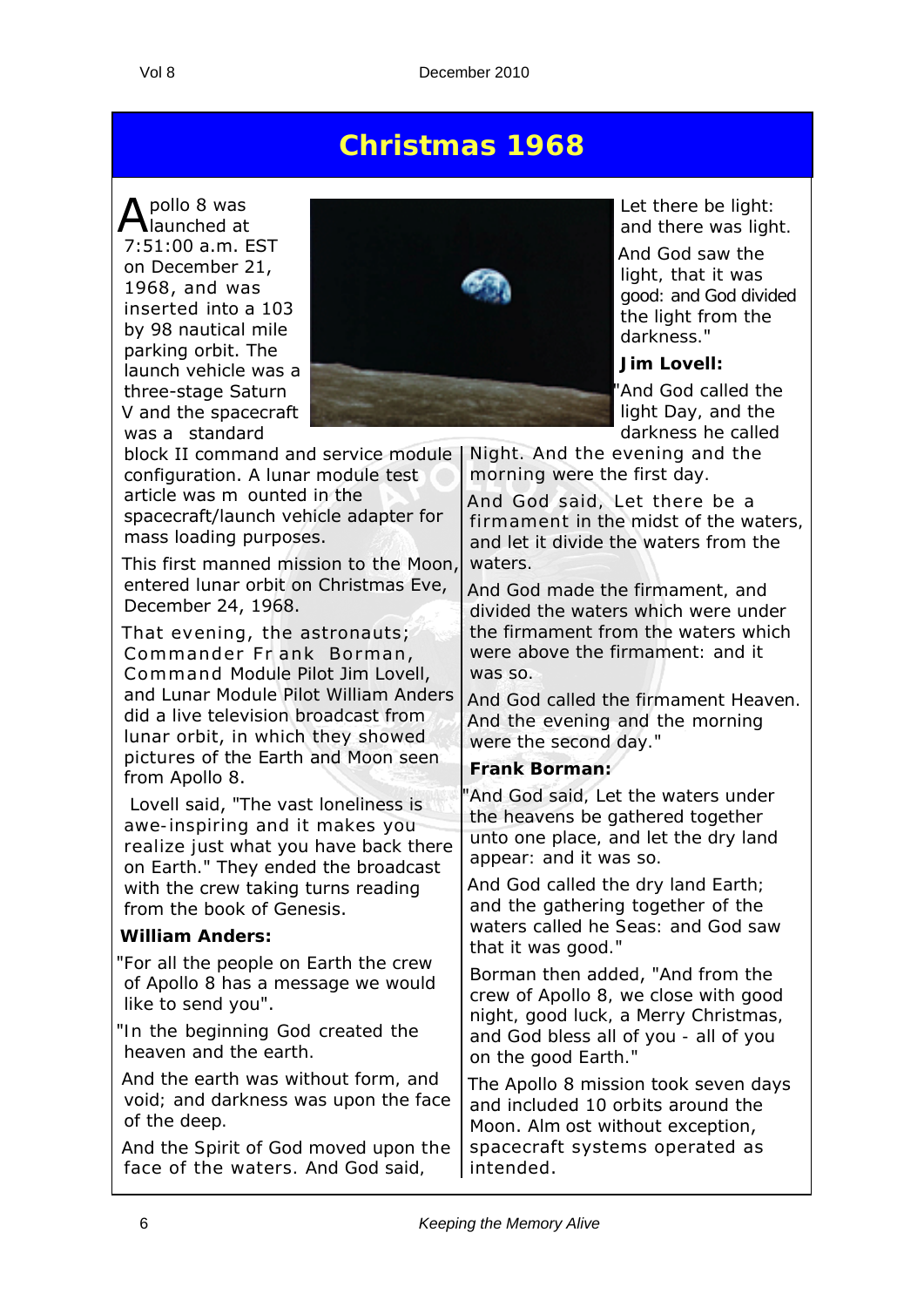# Christmas 1968

Apollo 8 was launched at 7:51:00 a.m. EST on December 21, 1968, and was inserted into a 103 by 98 nautical mile parking orbit. The launch vehicle was a three-stage Saturn V and the spacecraft was a standard block II command and service module configuration. A lunar module test article was mounted in the spacecraft/launch vehicle adapter for mass loading purposes.

This first manned mission to the Moon, entered lunar orbit on Christmas Eve, December 24, 1968.

That evening, the astronauts; Commander Frank Borman, Command Module Pilot Jim Lovell, and Lunar Module Pilot William Anders did a live television broadcast from lunar orbit, in which they showed pictures of the Earth and Moon seen from Apollo 8.

Lovell said, "The vast loneliness is awe-inspiring and it makes you realize just what you have back there on Earth." They ended the broadcast with the crew taking turns reading from the book of Genesis.

**William Anders:**

"For all the people on Earth the crew of Apollo 8 has a message we would like to send you".

"In the beginning God created the heaven and the earth.

And the earth was without form, and void; and darkness was upon the face of the deep.

And the Spirit of God moved upon the face of the waters. And God said, Let there be light: and there was light.

And God saw the light, that it was good: and God divided the light from the darkness."

**Jim Lovell:**

"And God called the light Day, and the darkness he called Night. And the evening and the morning were the first day.

And God said, Let there be a firmament in the midst of the waters, and let it divide the waters from the waters.

And God made the firmament, and divided the waters which were under the firmament from the waters which were above the firmament: and it was so.

And God called the firmament Heaven. And the evening and the morning were the second day."

**Frank Borman:**

"And God said, Let the waters under the heavens be gathered together unto one place, and let the dry land appear: and it was so.

And God called the dry land Earth; and the gathering together of the waters called he Seas: and God saw that it was good."

Borman then added, "And from the crew of Apollo 8, we close with good night, good luck, a Merry Christmas, and God bless all of you - all of you on the good Earth."

The Apollo 8 mission took seven days and included 10 orbits around the Moon. Almost without exception, spacecraft systems operated as intended.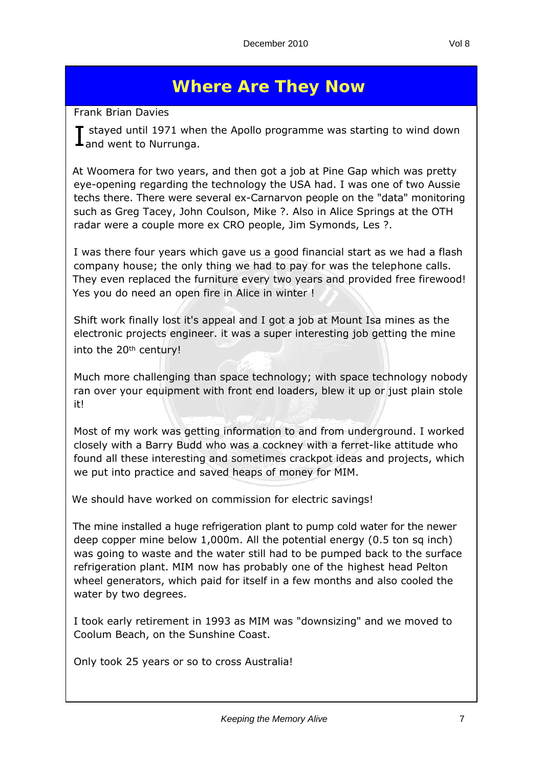## Where Are They Now

Frank Brian Davies

I stayed until 1971 when the Apollo programme was starting to wind down and went to Nurrunga.

At Woomera for two years, and then got a job at Pine Gap which was pretty eye-opening regarding the technology the USA had. I was one of two Aussie techs there. There were several ex-Carnarvon people on the "data" monitoring such as Greg Tacey, John Coulson, Mike ?. Also in Alice Springs at the OTH radar were a couple more ex CRO people, Jim Symonds, Les ?.

I was there four years which gave us a good financial start as we had a flash company house; the only thing we had to pay for was the telephone calls. They even replaced the furniture every two years and provided free firewood! Yes you do need an open fire in Alice in winter !

Shift work finally lost it's appeal and I got a job at Mount Isa mines as the electronic projects engineer. it was a super interesting job getting the mine into the 20th century!

Much more challenging than space technology; with space technology nobody ran over your equipment with front end loaders, blew it up or just plain stole it!

Most of my work was getting information to and from underground. I worked closely with a Barry Budd who was a cockney with a ferret-like attitude who found all these interesting and sometimes crackpot ideas and projects, which we put into practice and saved heaps of money for MIM.

We should have worked on commission for electric savings!

The mine installed a huge refrigeration plant to pump cold water for the newer deep copper mine below 1,000m. All the potential energy (0.5 ton sq inch) was going to waste and the water still had to be pumped back to the surface refrigeration plant. MIM now has probably one of the highest head Pelton wheel generators, which paid for itself in a few months and also cooled the water by two degrees.

I took early retirement in 1993 as MIM was "downsizing" and we moved to Coolum Beach, on the Sunshine Coast.

Only took 25 years or so to cross Australia!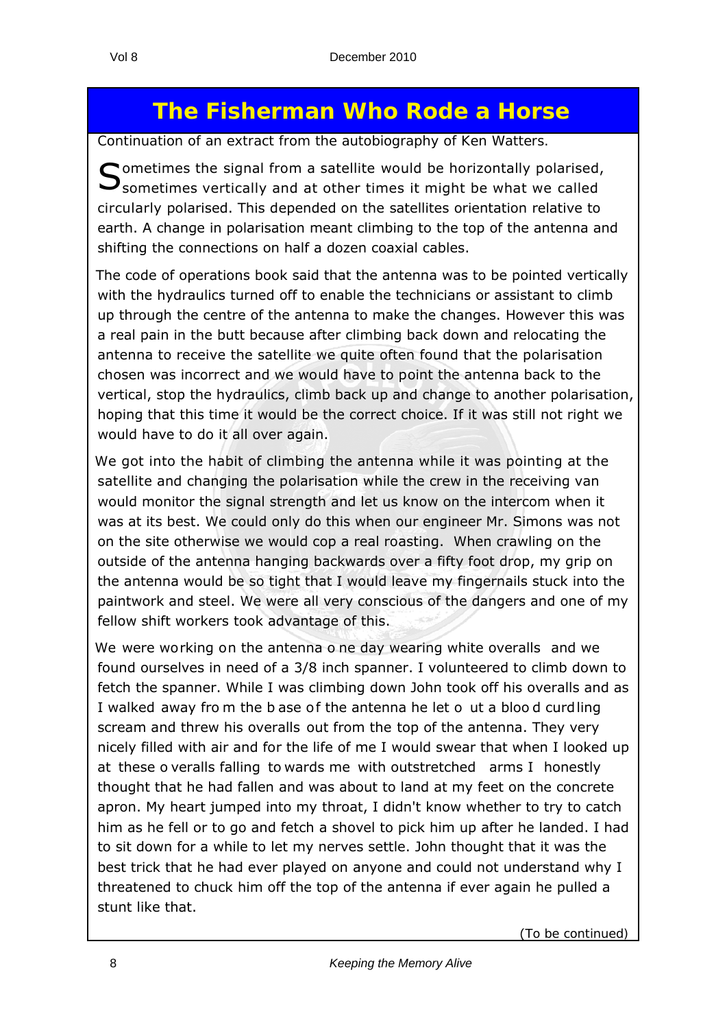# The Fisherman Who Rode a Horse

Continuation of an extract from the autobiography of Ken Watters.

Sometimes the signal from a satellite would be horizontally polarised, sometimes vertically and at other times it might be what we called circularly polarised. This depended on the satellites orientation relative to earth. A change in polarisation meant climbing to the top of the antenna and shifting the connections on half a dozen coaxial cables.

The code of operations book said that the antenna was to be pointed vertically with the hydraulics turned off to enable the technicians or assistant to climb up through the centre of the antenna to make the changes. However this was a real pain in the butt because after climbing back down and relocating the antenna to receive the satellite we quite often found that the polarisation chosen was incorrect and we would have to point the antenna back to the vertical, stop the hydraulics, climb back up and change to another polarisation, hoping that this time it would be the correct choice. If it was still not right we would have to do it all over again.

We got into the habit of climbing the antenna while it was pointing at the satellite and changing the polarisation while the crew in the receiving van would monitor the signal strength and let us know on the intercom when it was at its best. We could only do this when our engineer Mr. Simons was not on the site otherwise we would cop a real roasting. When crawling on the outside of the antenna hanging backwards over a fifty foot drop, my grip on the antenna would be so tight that I would leave my fingernails stuck into the paintwork and steel. We were all very conscious of the dangers and one of my fellow shift workers took advantage of this.

We were working on the antenna one day wearing white overalls and we found ourselves in need of a 3/8 inch spanner. I volunteered to climb down to fetch the spanner. While I was climbing down John took off his overalls and as I walked away from the base of the antenna he let out a blood curdling scream and threw his overalls out from the top of the antenna. They very nicely filled with air and for the life of me I would swear that when I looked up at these overalls falling towards me with outstretched arms I honestly thought that he had fallen and was about to land at my feet on the concrete apron. My heart jumped into my throat, I didn't know whether to try to catch him as he fell or to go and fetch a shovel to pick him up after he landed. I had to sit down for a while to let my nerves settle. John thought that it was the best trick that he had ever played on anyone and could not understand why I threatened to chuck him off the top of the antenna if ever again he pulled a stunt like that.

(To be continued)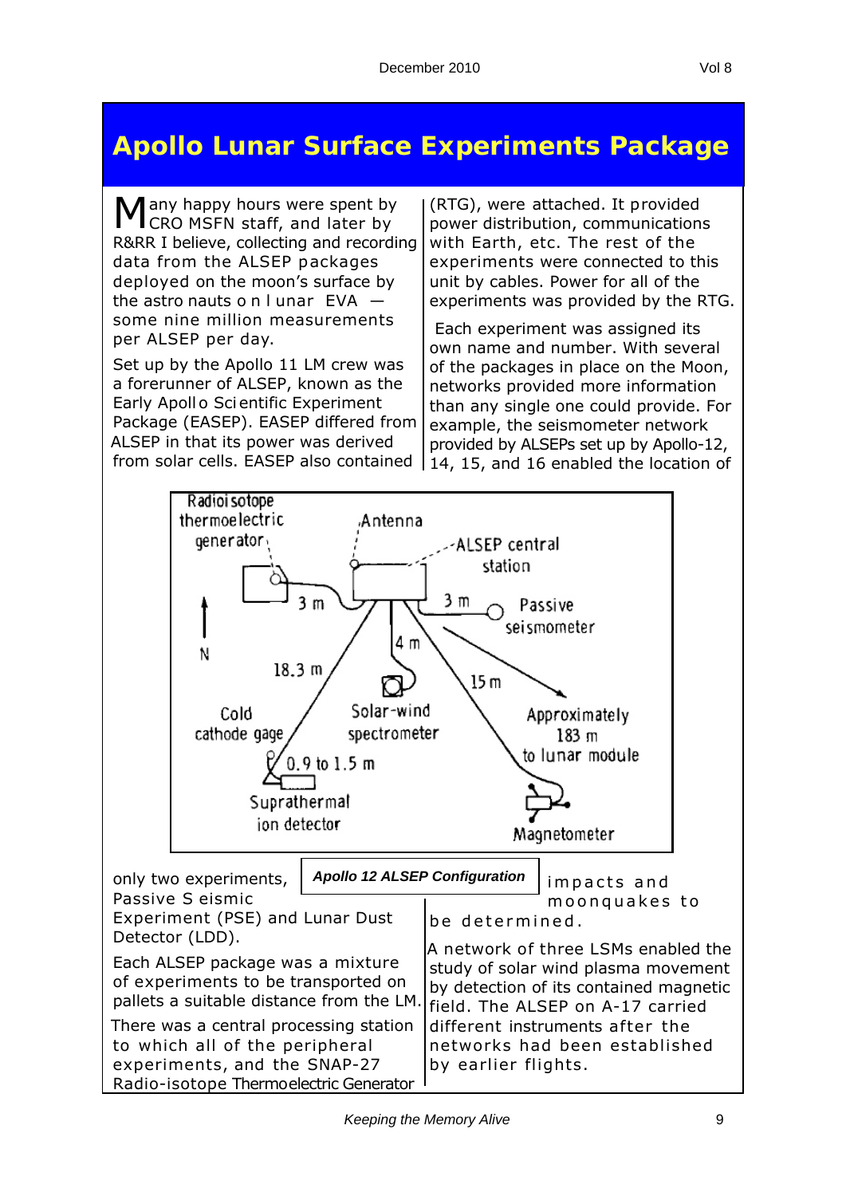# Apollo Lunar Surface Experiments Package

Many happy hours were spent by CRO MSFN staff, and later by R&RR I believe, collecting and recording data from the ALSEP packages deployed on the moon's surface by the astronauts on lunar EVA — some nine million measurements per ALSEP per day.

Set up by the Apollo 11 LM crew was a forerunner of ALSEP, known as the Early Apollo Scientific Experiment Package (EASEP). EASEP differed from ALSEP in that its power was derived from solar cells. EASEP also contained only two experiments, Passive Seismic Experiment (PSE) and Lunar Dust Detector (LDD).

Each ALSEP package was a mixture of experiments to be transported on pallets a suitable distance from the LM.

There was a central processing station to which all of the peripheral experiments, and the SNAP-27 Radio-isotope Thermoelectric Generator (RTG), were attached. It provided power distribution, communications with Earth, etc. The rest of the experiments were connected to this unit by cables. Power for all of the experiments was provided by the RTG.

Each experiment was assigned its own name and number. With several of the packages in place on the Moon, networks provided more information than any single one could provide. For example, the seismometer network provided by ALSEPs set up by Apollo-12, 14, 15, and 16 enabled the location of impacts and moonquakes to be determined.

A network of three LSMs enabled the study of solar wind plasma movement by detection of its contained magnetic field. The ALSEP on A-17 carried different instruments after the networks had been established by earlier flights.

*Apollo 12 ALSEP Configuration*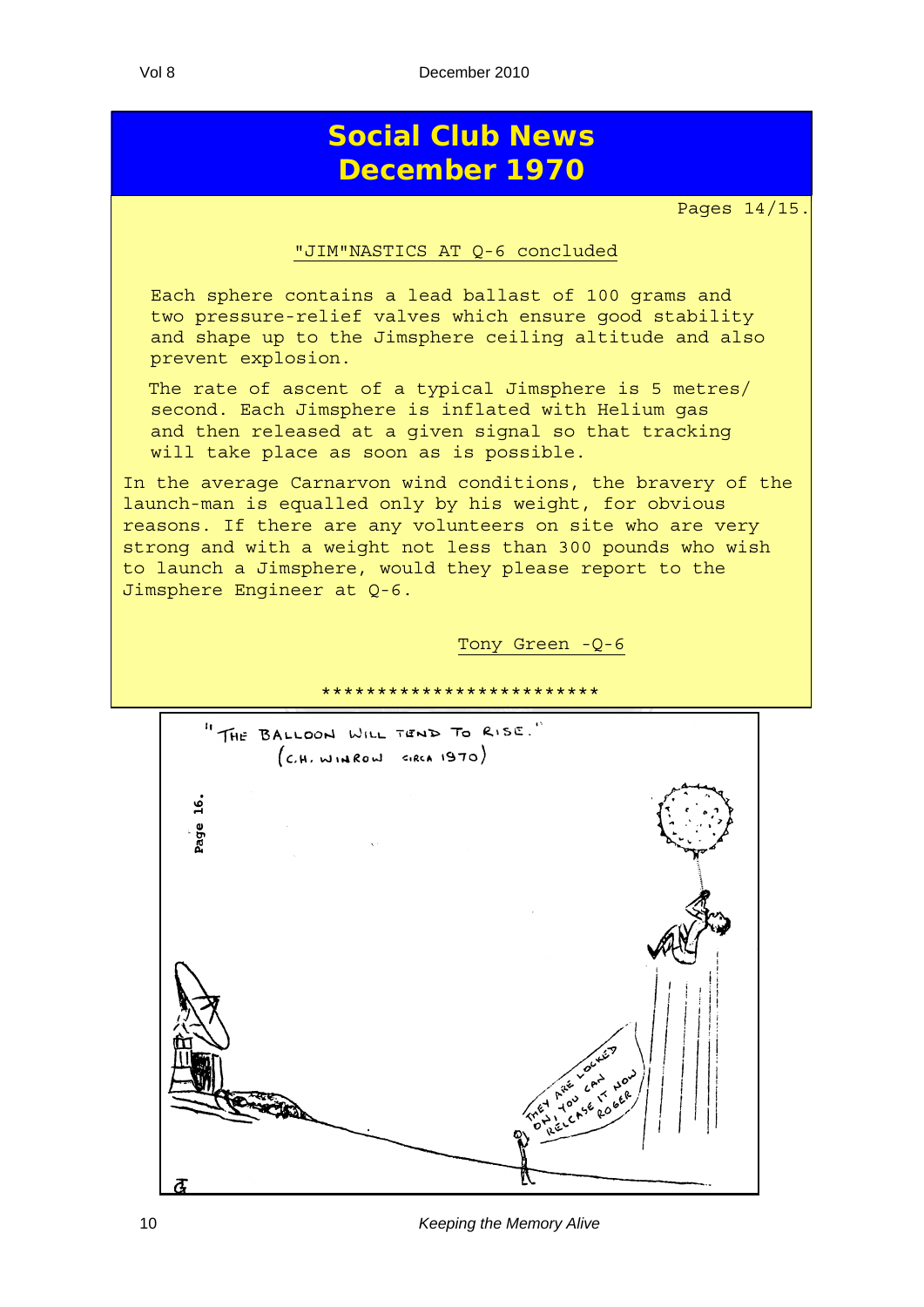# Social Club News
# December 1970

Pages 14/15.

"JIM"NASTICS AT Q-6 concluded

Each sphere contains a lead ballast of 100 grams and two pressure-relief valves which ensure good stability and shape up to the Jimsphere ceiling altitude and also prevent explosion.

The rate of ascent of a typical Jimsphere is 5 metres/second. Each Jimsphere is inflated with Helium gas and then released at a given signal so that tracking will take place as soon as is possible.

In the average Carnarvon wind conditions, the bravery of the launch-man is equalled only by his weight, for obvious reasons. If there are any volunteers on site who are very strong and with a weight not less than 300 pounds who wish to launch a Jimsphere, would they please report to the Jimsphere Engineer at Q-6.

Tony Green -Q-6

*************************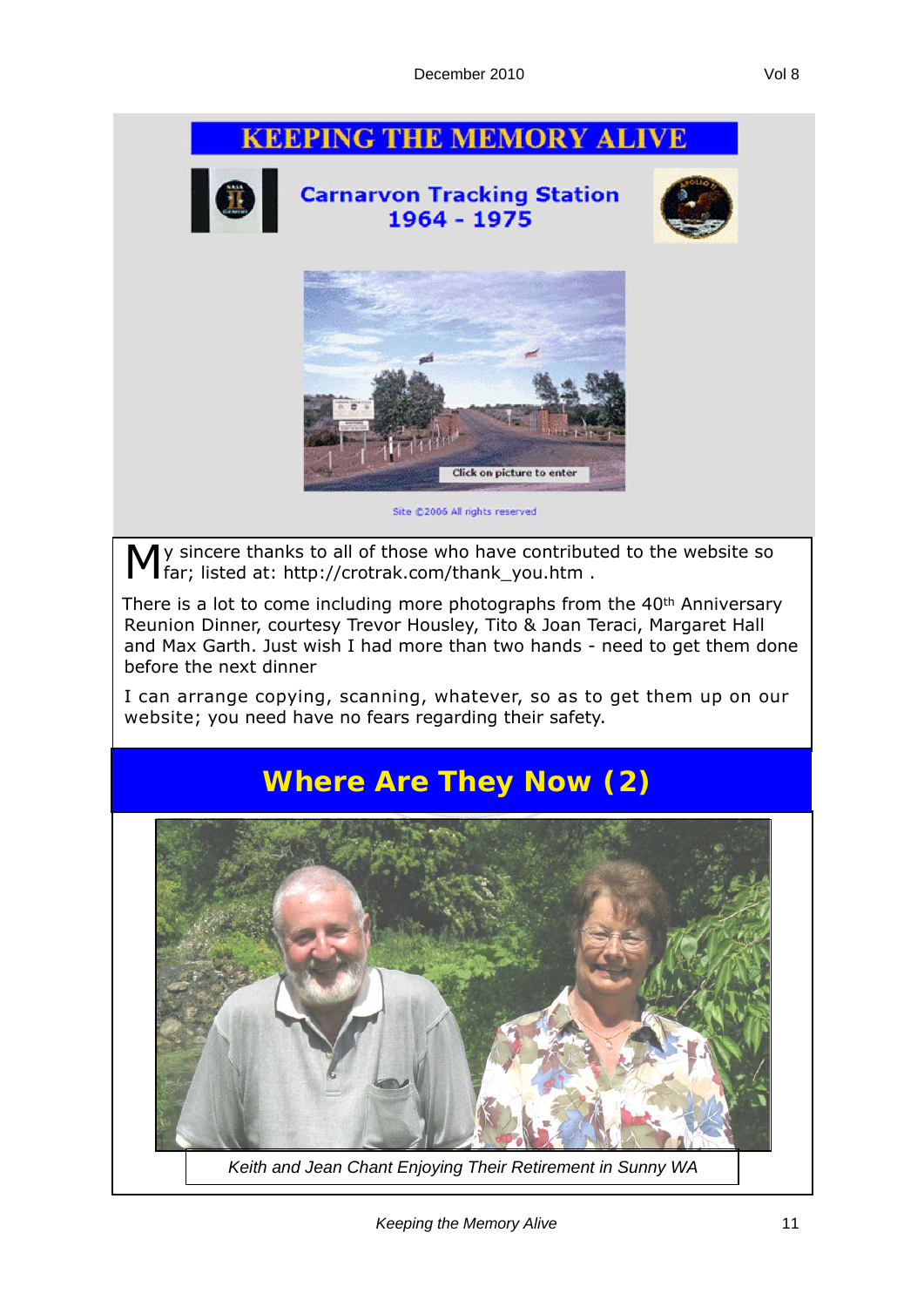# KEEPING THE MEMORY ALIVE

Carnarvon Tracking Station
1964 - 1975

Click on picture to enter

Site ©2006 All rights reserved

My sincere thanks to all of those who have contributed to the website so far; listed at: http://crotrak.com/thank_you.htm .

There is a lot to come including more photographs from the 40th Anniversary Reunion Dinner, courtesy Trevor Housley, Tito & Joan Teraci, Margaret Hall and Max Garth. Just wish I had more than two hands - need to get them done before the next dinner

I can arrange copying, scanning, whatever, so as to get them up on our website; you need have no fears regarding their safety.

## Where Are They Now (2)

*Keith and Jean Chant Enjoying Their Retirement in Sunny WA*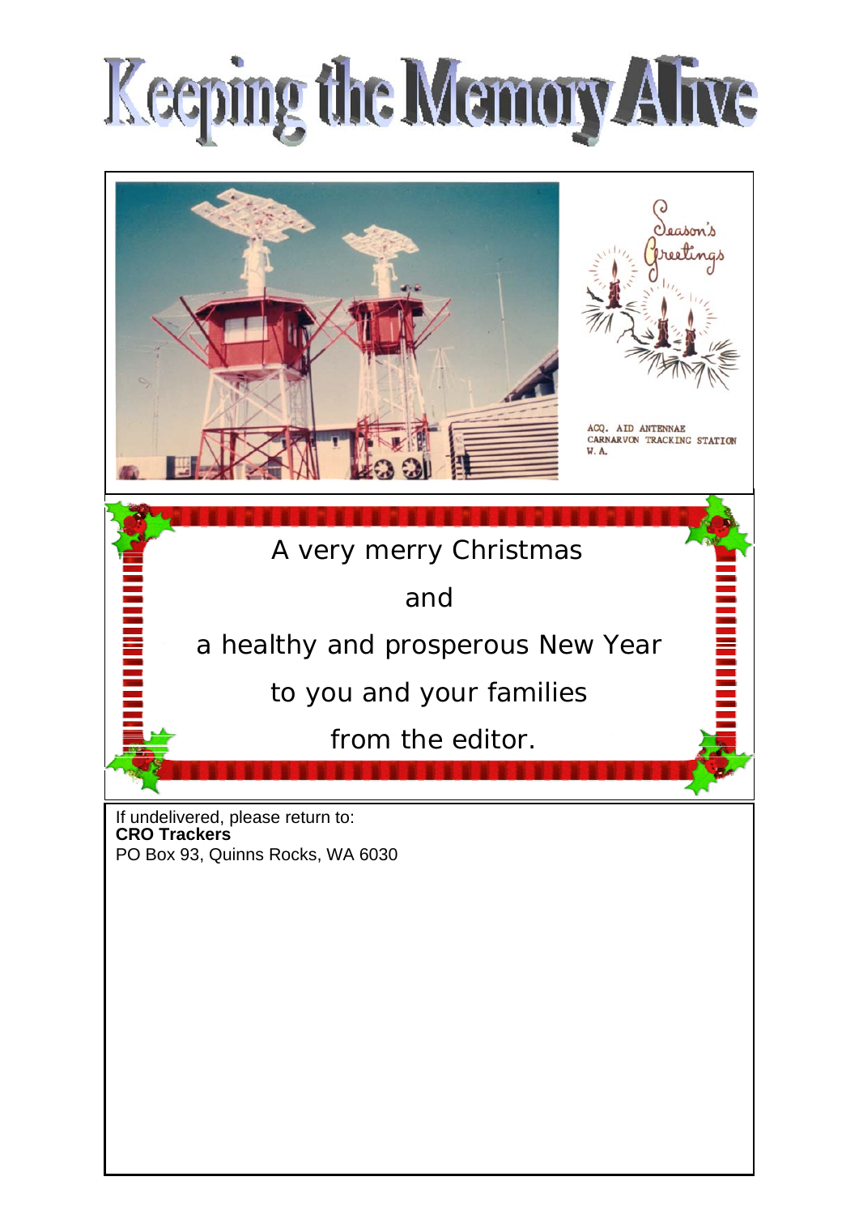# Keeping the Memory Alive

Season's Greetings

ACQ. AID ANTENNAE
CARNARVON TRACKING STATION
W. A.

A very merry Christmas

and

a healthy and prosperous New Year

to you and your families

from the editor.

If undelivered, please return to:
**CRO Trackers**
PO Box 93, Quinns Rocks, WA 6030